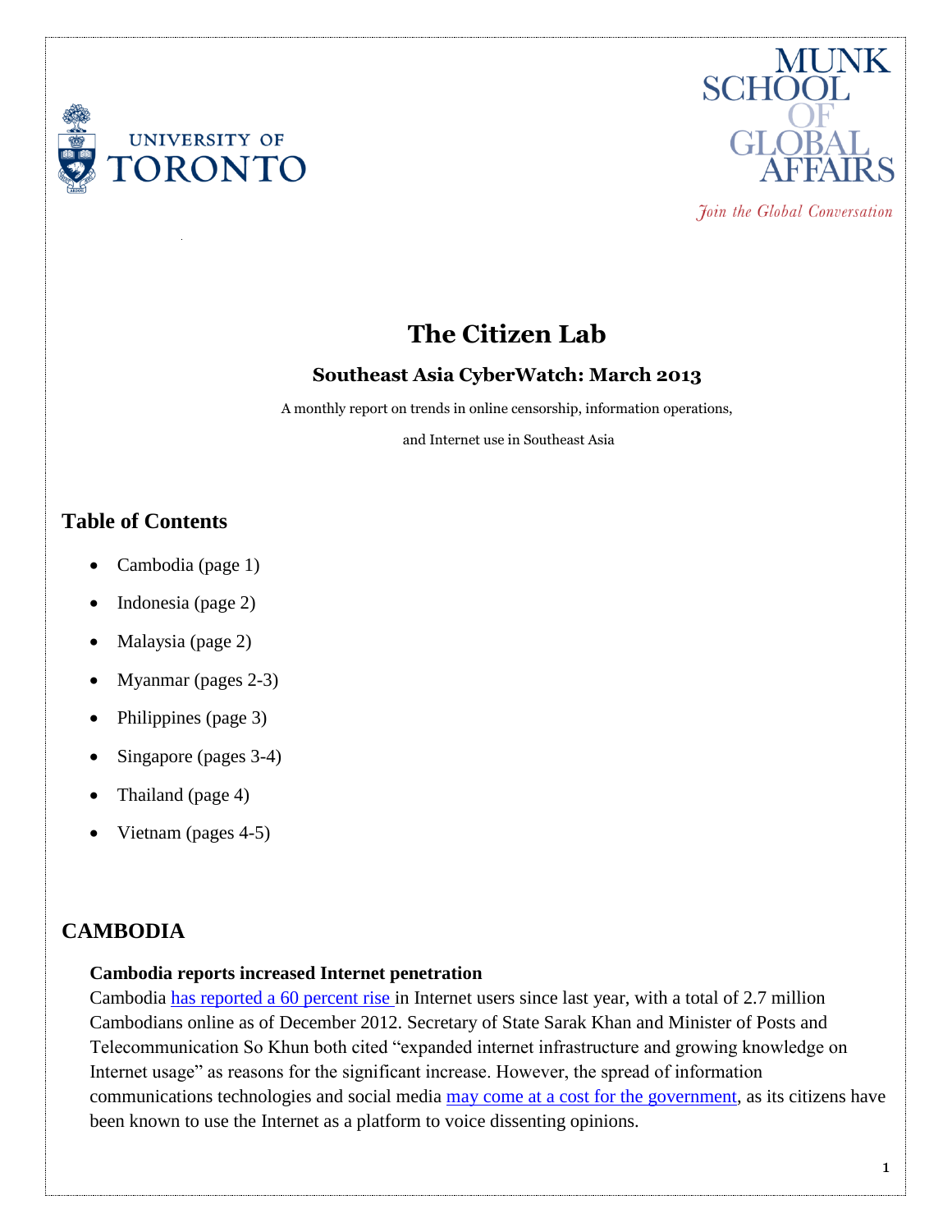# The Citizen Lab

## Southeast Asia CyberWatch: March 2013

A monthly report on trends in online censorship, information operations,

and Internet use in Southeast Asia

## Table of Contents

- Cambodia (page 1)
- Indonesia (page 2)
- Malaysia (page 2)
- Myanmar (pages 2-3)
- Philippines (page 3)
- Singapore (pages 3-4)
- Thailand (page 4)
- Vietnam (pages 4-5)

## CAMBODIA

### Cambodia reports increased Internet penetration

Cambodia has reported a 60 percent rise in Internet users since last year, with a total of 2.7 million Cambodians online as of December 2012. Secretary of State Sarak Khan and Minister of Posts and Telecommunication So Khun both cited "expanded internet infrastructure and growing knowledge on Internet usage" as reasons for the significant increase. However, the spread of information communications technologies and social media may come at a cost for the government, as its citizens have been known to use the Internet as a platform to voice dissenting opinions.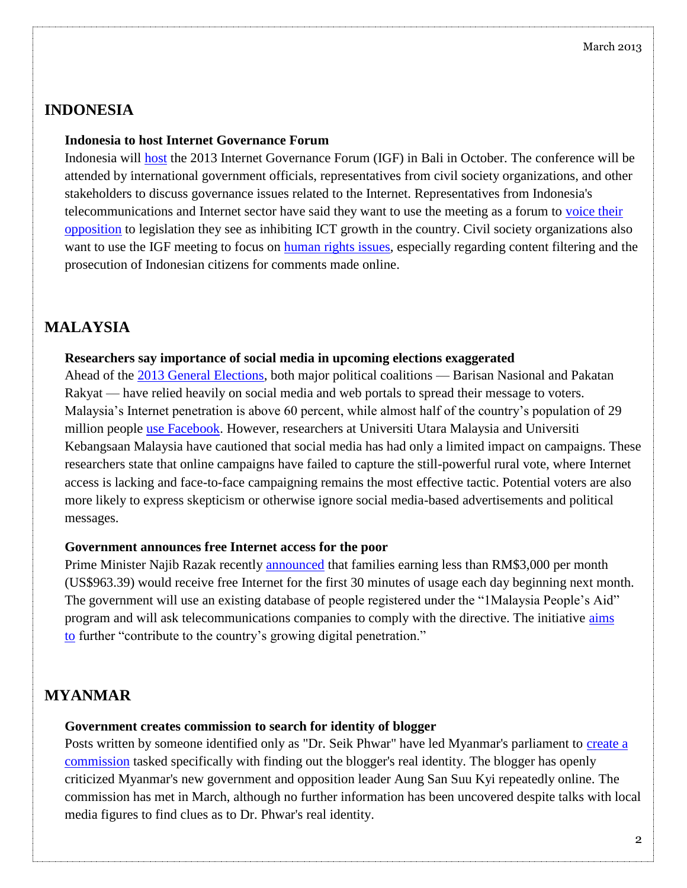## INDONESIA

### Indonesia to host Internet Governance Forum

Indonesia will host the 2013 Internet Governance Forum (IGF) in Bali in October. The conference will be attended by international government officials, representatives from civil society organizations, and other stakeholders to discuss governance issues related to the Internet. Representatives from Indonesia's telecommunications and Internet sector have said they want to use the meeting as a forum to voice their opposition to legislation they see as inhibiting ICT growth in the country. Civil society organizations also want to use the IGF meeting to focus on human rights issues, especially regarding content filtering and the prosecution of Indonesian citizens for comments made online.

## MALAYSIA

### Researchers say importance of social media in upcoming elections exaggerated

Ahead of the 2013 General Elections, both major political coalitions — Barisan Nasional and Pakatan Rakyat — have relied heavily on social media and web portals to spread their message to voters. Malaysia's Internet penetration is above 60 percent, while almost half of the country's population of 29 million people use Facebook. However, researchers at Universiti Utara Malaysia and Universiti Kebangsaan Malaysia have cautioned that social media has had only a limited impact on campaigns. These researchers state that online campaigns have failed to capture the still-powerful rural vote, where Internet access is lacking and face-to-face campaigning remains the most effective tactic. Potential voters are also more likely to express skepticism or otherwise ignore social media-based advertisements and political messages.

### Government announces free Internet access for the poor

Prime Minister Najib Razak recently announced that families earning less than RM$3,000 per month (US$963.39) would receive free Internet for the first 30 minutes of usage each day beginning next month. The government will use an existing database of people registered under the "1Malaysia People's Aid" program and will ask telecommunications companies to comply with the directive. The initiative aims to further "contribute to the country's growing digital penetration."

## MYANMAR

### Government creates commission to search for identity of blogger

Posts written by someone identified only as "Dr. Seik Phwar" have led Myanmar's parliament to create a commission tasked specifically with finding out the blogger's real identity. The blogger has openly criticized Myanmar's new government and opposition leader Aung San Suu Kyi repeatedly online. The commission has met in March, although no further information has been uncovered despite talks with local media figures to find clues as to Dr. Phwar's real identity.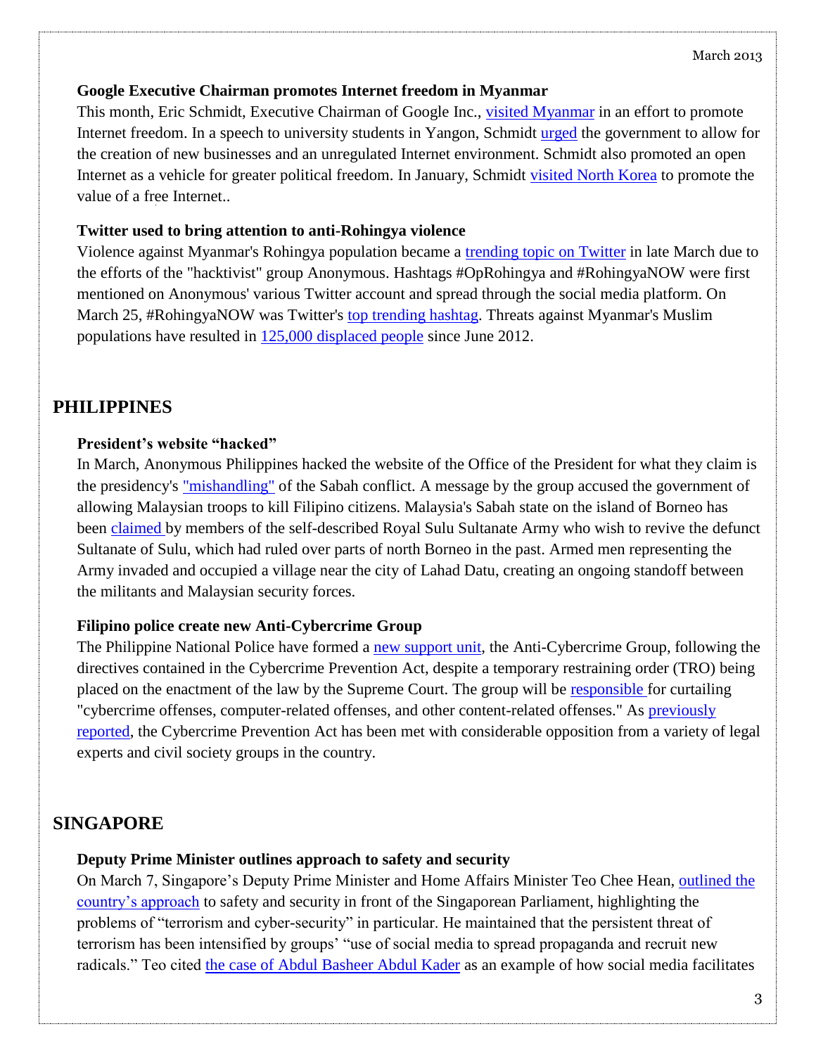### Google Executive Chairman promotes Internet freedom in Myanmar

This month, Eric Schmidt, Executive Chairman of Google Inc., visited Myanmar in an effort to promote Internet freedom. In a speech to university students in Yangon, Schmidt urged the government to allow for the creation of new businesses and an unregulated Internet environment. Schmidt also promoted an open Internet as a vehicle for greater political freedom. In January, Schmidt visited North Korea to promote the value of a free Internet..

### Twitter used to bring attention to anti-Rohingya violence

Violence against Myanmar's Rohingya population became a trending topic on Twitter in late March due to the efforts of the "hacktivist" group Anonymous. Hashtags #OpRohingya and #RohingyaNOW were first mentioned on Anonymous' various Twitter account and spread through the social media platform. On March 25, #RohingyaNOW was Twitter's top trending hashtag. Threats against Myanmar's Muslim populations have resulted in 125,000 displaced people since June 2012.

## PHILIPPINES

### President's website "hacked"

In March, Anonymous Philippines hacked the website of the Office of the President for what they claim is the presidency's "mishandling" of the Sabah conflict. A message by the group accused the government of allowing Malaysian troops to kill Filipino citizens. Malaysia's Sabah state on the island of Borneo has been claimed by members of the self-described Royal Sulu Sultanate Army who wish to revive the defunct Sultanate of Sulu, which had ruled over parts of north Borneo in the past. Armed men representing the Army invaded and occupied a village near the city of Lahad Datu, creating an ongoing standoff between the militants and Malaysian security forces.

### Filipino police create new Anti-Cybercrime Group

The Philippine National Police have formed a new support unit, the Anti-Cybercrime Group, following the directives contained in the Cybercrime Prevention Act, despite a temporary restraining order (TRO) being placed on the enactment of the law by the Supreme Court. The group will be responsible for curtailing "cybercrime offenses, computer-related offenses, and other content-related offenses." As previously reported, the Cybercrime Prevention Act has been met with considerable opposition from a variety of legal experts and civil society groups in the country.

## SINGAPORE

### Deputy Prime Minister outlines approach to safety and security

On March 7, Singapore's Deputy Prime Minister and Home Affairs Minister Teo Chee Hean, outlined the country's approach to safety and security in front of the Singaporean Parliament, highlighting the problems of "terrorism and cyber-security" in particular. He maintained that the persistent threat of terrorism has been intensified by groups' "use of social media to spread propaganda and recruit new radicals." Teo cited the case of Abdul Basheer Abdul Kader as an example of how social media facilitates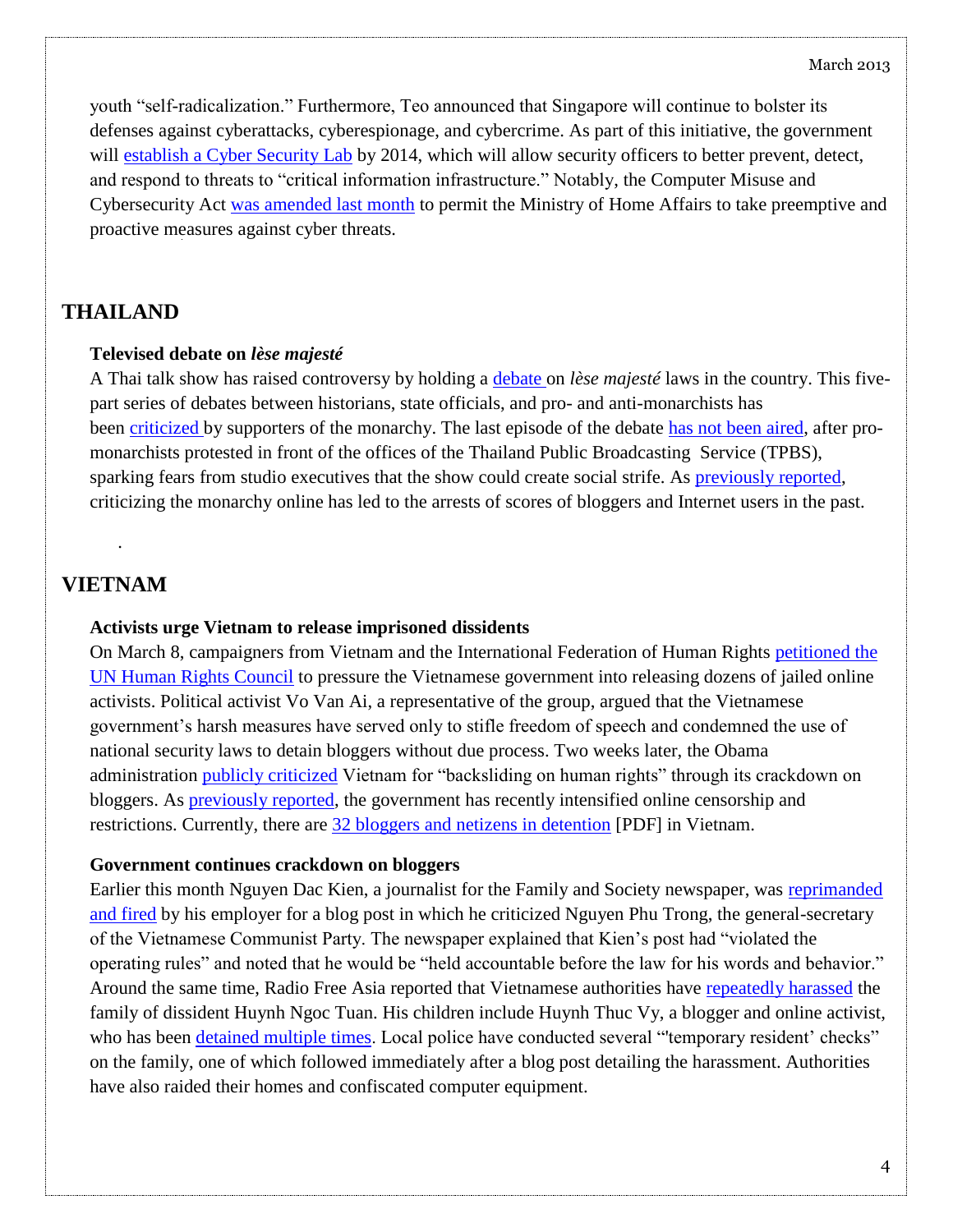youth "self-radicalization." Furthermore, Teo announced that Singapore will continue to bolster its defenses against cyberattacks, cyberespionage, and cybercrime. As part of this initiative, the government will establish a Cyber Security Lab by 2014, which will allow security officers to better prevent, detect, and respond to threats to "critical information infrastructure." Notably, the Computer Misuse and Cybersecurity Act was amended last month to permit the Ministry of Home Affairs to take preemptive and proactive measures against cyber threats.

## THAILAND

### Televised debate on *lèse majesté*

A Thai talk show has raised controversy by holding a debate on *lèse majesté* laws in the country. This five-part series of debates between historians, state officials, and pro- and anti-monarchists has been criticized by supporters of the monarchy. The last episode of the debate has not been aired, after pro-monarchists protested in front of the offices of the Thailand Public Broadcasting Service (TPBS), sparking fears from studio executives that the show could create social strife. As previously reported, criticizing the monarchy online has led to the arrests of scores of bloggers and Internet users in the past.

## VIETNAM

### Activists urge Vietnam to release imprisoned dissidents

On March 8, campaigners from Vietnam and the International Federation of Human Rights petitioned the UN Human Rights Council to pressure the Vietnamese government into releasing dozens of jailed online activists. Political activist Vo Van Ai, a representative of the group, argued that the Vietnamese government's harsh measures have served only to stifle freedom of speech and condemned the use of national security laws to detain bloggers without due process. Two weeks later, the Obama administration publicly criticized Vietnam for "backsliding on human rights" through its crackdown on bloggers. As previously reported, the government has recently intensified online censorship and restrictions. Currently, there are 32 bloggers and netizens in detention [PDF] in Vietnam.

### Government continues crackdown on bloggers

Earlier this month Nguyen Dac Kien, a journalist for the Family and Society newspaper, was reprimanded and fired by his employer for a blog post in which he criticized Nguyen Phu Trong, the general-secretary of the Vietnamese Communist Party. The newspaper explained that Kien's post had "violated the operating rules" and noted that he would be "held accountable before the law for his words and behavior." Around the same time, Radio Free Asia reported that Vietnamese authorities have repeatedly harassed the family of dissident Huynh Ngoc Tuan. His children include Huynh Thuc Vy, a blogger and online activist, who has been detained multiple times. Local police have conducted several "'temporary resident' checks" on the family, one of which followed immediately after a blog post detailing the harassment. Authorities have also raided their homes and confiscated computer equipment.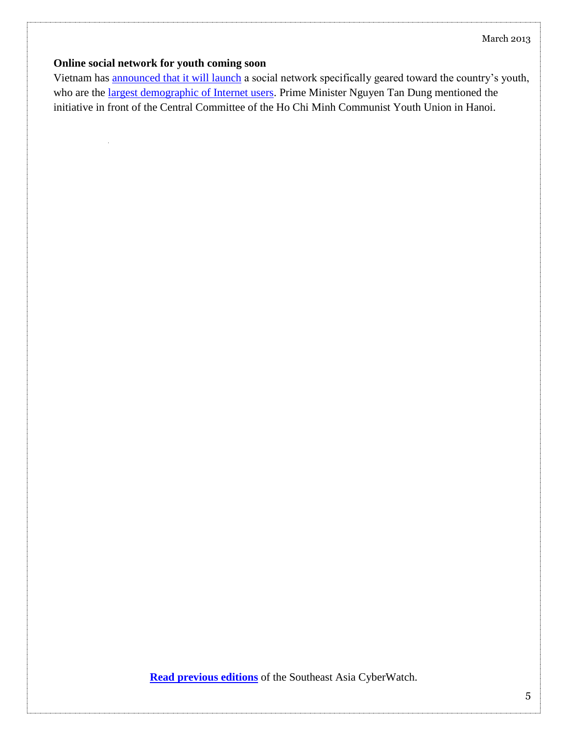**Online social network for youth coming soon**

Vietnam has announced that it will launch a social network specifically geared toward the country's youth, who are the largest demographic of Internet users. Prime Minister Nguyen Tan Dung mentioned the initiative in front of the Central Committee of the Ho Chi Minh Communist Youth Union in Hanoi.

**Read previous editions** of the Southeast Asia CyberWatch.